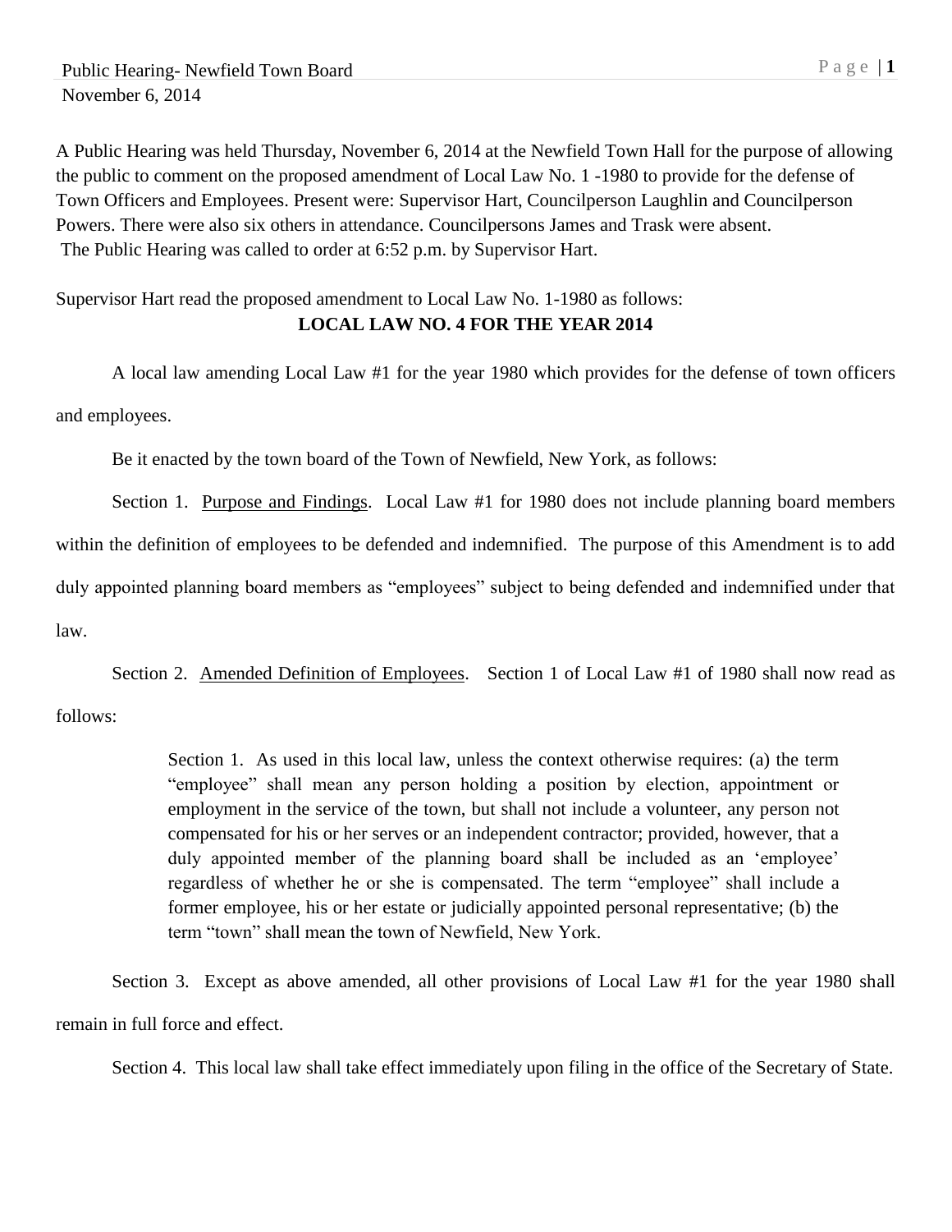Public Hearing- Newfield Town Board
November 6, 2014

A Public Hearing was held Thursday, November 6, 2014 at the Newfield Town Hall for the purpose of allowing the public to comment on the proposed amendment of Local Law No. 1 -1980 to provide for the defense of Town Officers and Employees. Present were: Supervisor Hart, Councilperson Laughlin and Councilperson Powers. There were also six others in attendance. Councilpersons James and Trask were absent.
The Public Hearing was called to order at 6:52 p.m. by Supervisor Hart.

Supervisor Hart read the proposed amendment to Local Law No. 1-1980 as follows:

**LOCAL LAW NO. 4 FOR THE YEAR 2014**

A local law amending Local Law #1 for the year 1980 which provides for the defense of town officers and employees.

Be it enacted by the town board of the Town of Newfield, New York, as follows:

Section 1. Purpose and Findings. Local Law #1 for 1980 does not include planning board members within the definition of employees to be defended and indemnified. The purpose of this Amendment is to add duly appointed planning board members as "employees" subject to being defended and indemnified under that law.

Section 2. Amended Definition of Employees. Section 1 of Local Law #1 of 1980 shall now read as follows:

> Section 1. As used in this local law, unless the context otherwise requires: (a) the term "employee" shall mean any person holding a position by election, appointment or employment in the service of the town, but shall not include a volunteer, any person not compensated for his or her serves or an independent contractor; provided, however, that a duly appointed member of the planning board shall be included as an 'employee' regardless of whether he or she is compensated. The term "employee" shall include a former employee, his or her estate or judicially appointed personal representative; (b) the term "town" shall mean the town of Newfield, New York.

Section 3. Except as above amended, all other provisions of Local Law #1 for the year 1980 shall remain in full force and effect.

Section 4. This local law shall take effect immediately upon filing in the office of the Secretary of State.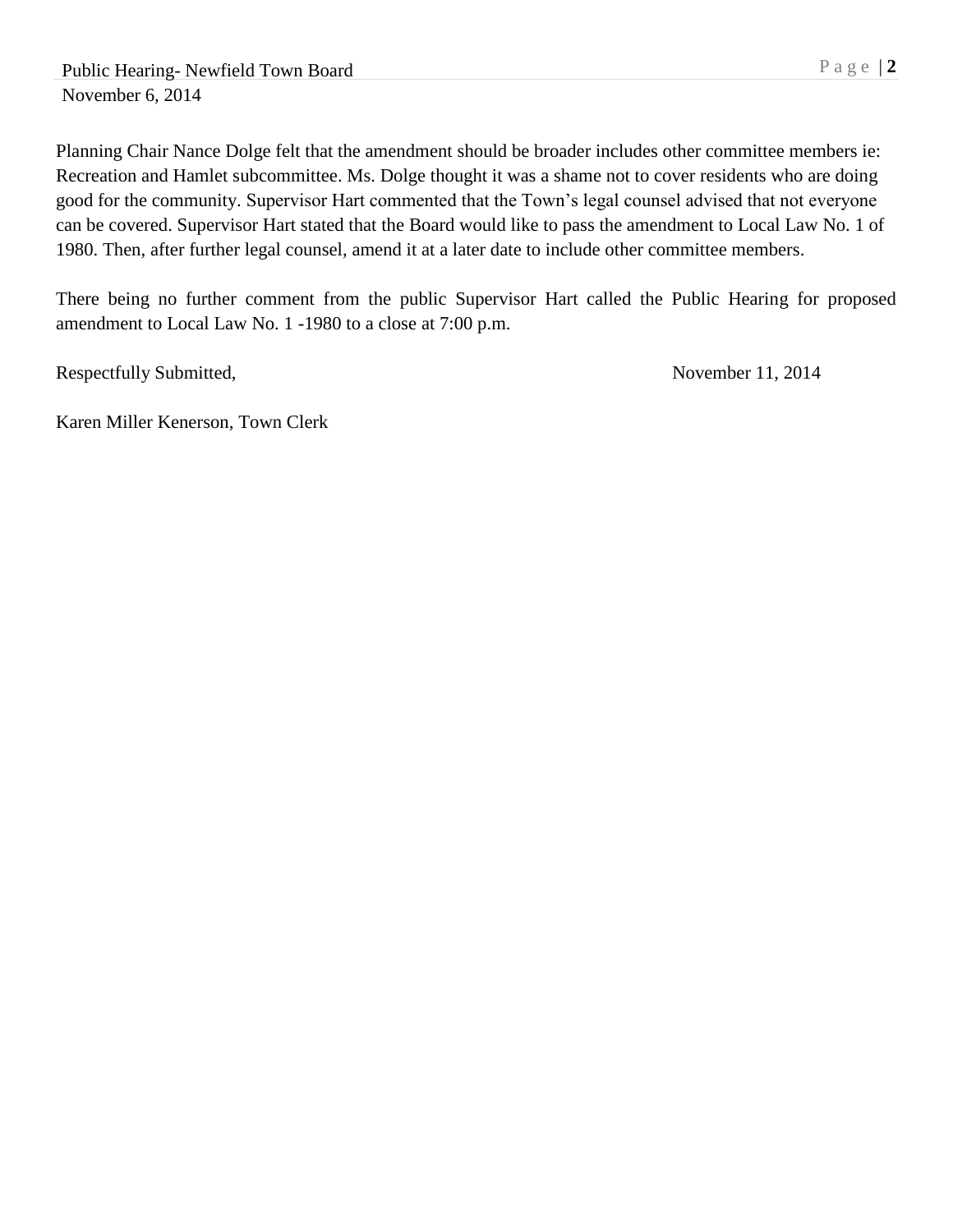Planning Chair Nance Dolge felt that the amendment should be broader includes other committee members ie: Recreation and Hamlet subcommittee. Ms. Dolge thought it was a shame not to cover residents who are doing good for the community. Supervisor Hart commented that the Town's legal counsel advised that not everyone can be covered. Supervisor Hart stated that the Board would like to pass the amendment to Local Law No. 1 of 1980. Then, after further legal counsel, amend it at a later date to include other committee members.

There being no further comment from the public Supervisor Hart called the Public Hearing for proposed amendment to Local Law No. 1 -1980 to a close at 7:00 p.m.

Respectfully Submitted, November 11, 2014

Karen Miller Kenerson, Town Clerk